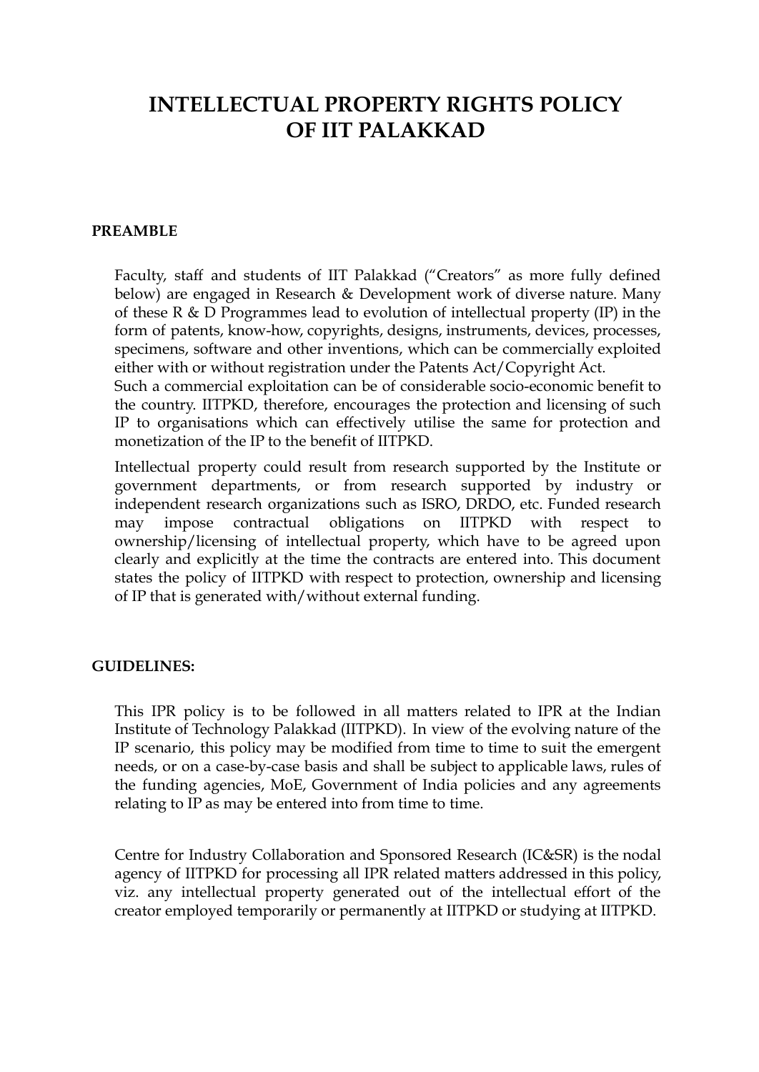# INTELLECTUAL PROPERTY RIGHTS POLICY OF IIT PALAKKAD

## PREAMBLE

Faculty, staff and students of IIT Palakkad ("Creators" as more fully defined below) are engaged in Research & Development work of diverse nature. Many of these R & D Programmes lead to evolution of intellectual property (IP) in the form of patents, know-how, copyrights, designs, instruments, devices, processes, specimens, software and other inventions, which can be commercially exploited either with or without registration under the Patents Act/Copyright Act.
Such a commercial exploitation can be of considerable socio-economic benefit to the country. IITPKD, therefore, encourages the protection and licensing of such IP to organisations which can effectively utilise the same for protection and monetization of the IP to the benefit of IITPKD.

Intellectual property could result from research supported by the Institute or government departments, or from research supported by industry or independent research organizations such as ISRO, DRDO, etc. Funded research may impose contractual obligations on IITPKD with respect to ownership/licensing of intellectual property, which have to be agreed upon clearly and explicitly at the time the contracts are entered into. This document states the policy of IITPKD with respect to protection, ownership and licensing of IP that is generated with/without external funding.

## GUIDELINES:

This IPR policy is to be followed in all matters related to IPR at the Indian Institute of Technology Palakkad (IITPKD). In view of the evolving nature of the IP scenario, this policy may be modified from time to time to suit the emergent needs, or on a case-by-case basis and shall be subject to applicable laws, rules of the funding agencies, MoE, Government of India policies and any agreements relating to IP as may be entered into from time to time.

Centre for Industry Collaboration and Sponsored Research (IC&SR) is the nodal agency of IITPKD for processing all IPR related matters addressed in this policy, viz. any intellectual property generated out of the intellectual effort of the creator employed temporarily or permanently at IITPKD or studying at IITPKD.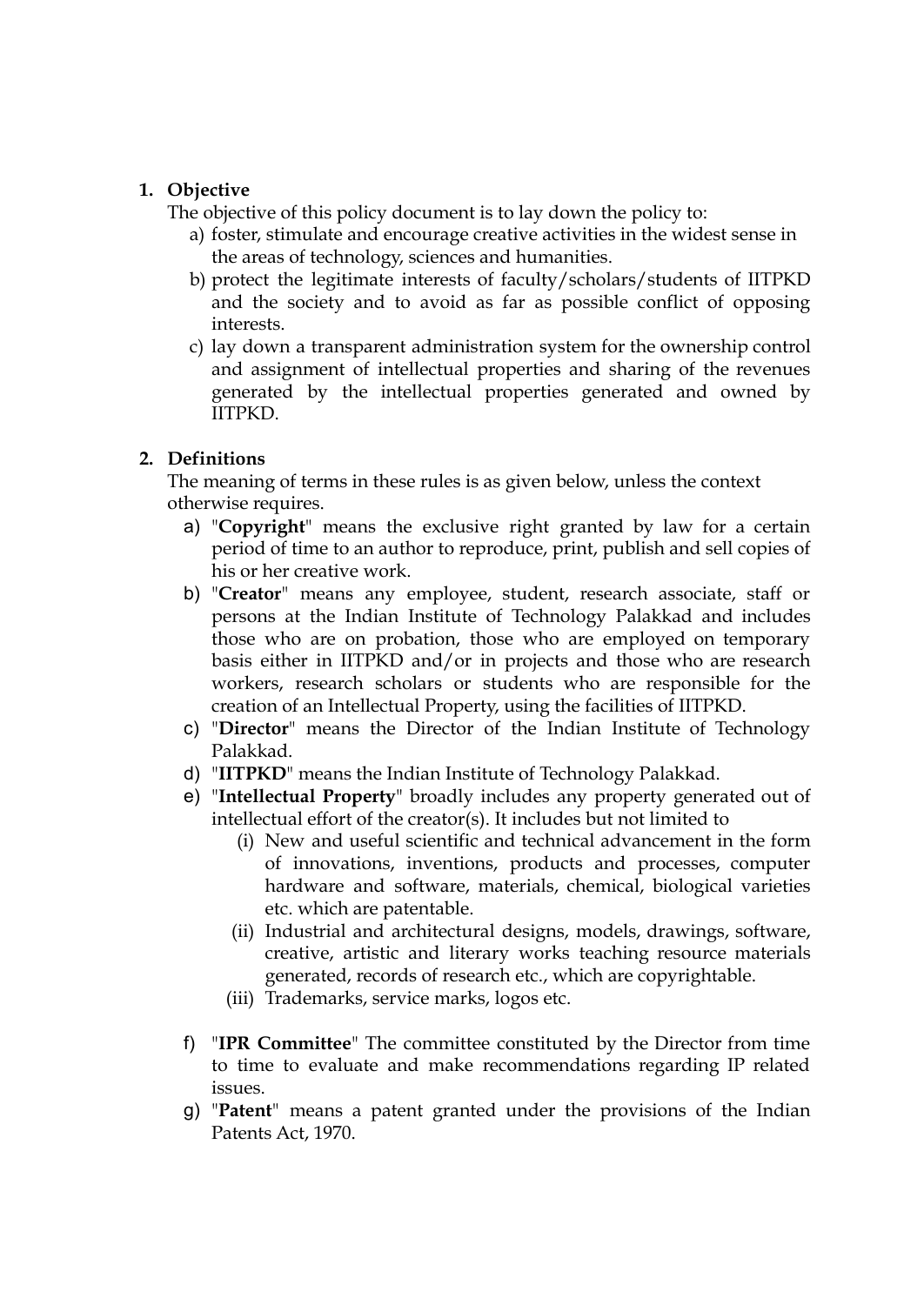1. **Objective**

   The objective of this policy document is to lay down the policy to:

   a) foster, stimulate and encourage creative activities in the widest sense in the areas of technology, sciences and humanities.

   b) protect the legitimate interests of faculty/scholars/students of IITPKD and the society and to avoid as far as possible conflict of opposing interests.

   c) lay down a transparent administration system for the ownership control and assignment of intellectual properties and sharing of the revenues generated by the intellectual properties generated and owned by IITPKD.

2. **Definitions**

   The meaning of terms in these rules is as given below, unless the context otherwise requires.

   a) "**Copyright**" means the exclusive right granted by law for a certain period of time to an author to reproduce, print, publish and sell copies of his or her creative work.

   b) "**Creator**" means any employee, student, research associate, staff or persons at the Indian Institute of Technology Palakkad and includes those who are on probation, those who are employed on temporary basis either in IITPKD and/or in projects and those who are research workers, research scholars or students who are responsible for the creation of an Intellectual Property, using the facilities of IITPKD.

   c) "**Director**" means the Director of the Indian Institute of Technology Palakkad.

   d) "**IITPKD**" means the Indian Institute of Technology Palakkad.

   e) "**Intellectual Property**" broadly includes any property generated out of intellectual effort of the creator(s). It includes but not limited to

      (i) New and useful scientific and technical advancement in the form of innovations, inventions, products and processes, computer hardware and software, materials, chemical, biological varieties etc. which are patentable.

      (ii) Industrial and architectural designs, models, drawings, software, creative, artistic and literary works teaching resource materials generated, records of research etc., which are copyrightable.

      (iii) Trademarks, service marks, logos etc.

   f) "**IPR Committee**" The committee constituted by the Director from time to time to evaluate and make recommendations regarding IP related issues.

   g) "**Patent**" means a patent granted under the provisions of the Indian Patents Act, 1970.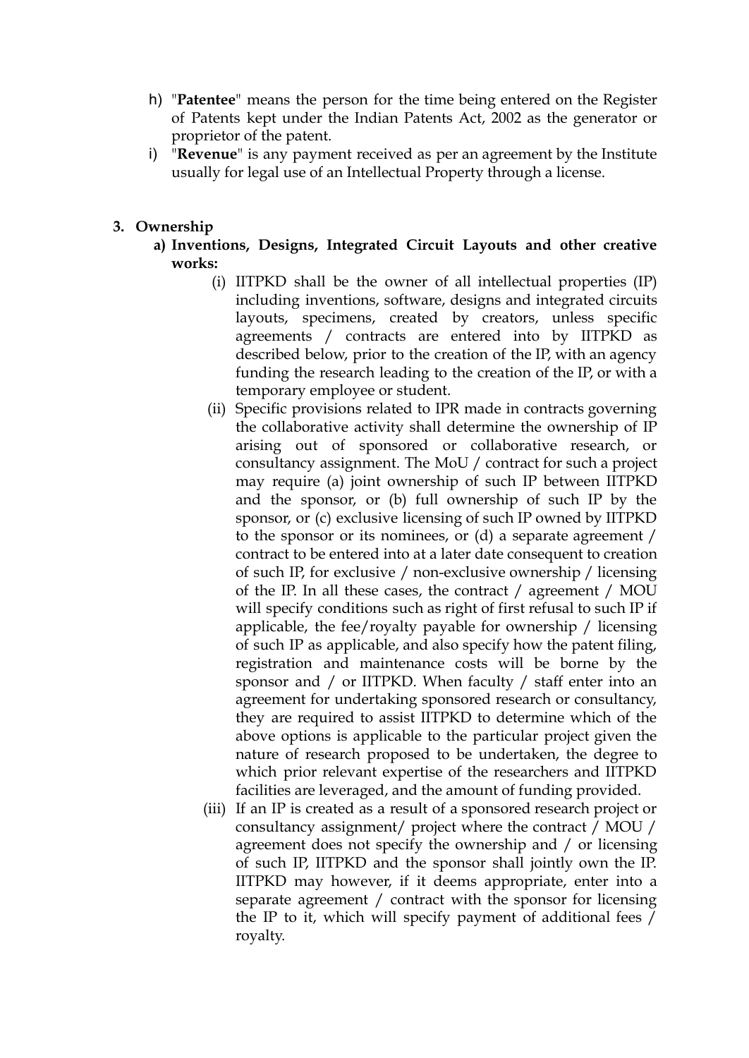h) "**Patentee**" means the person for the time being entered on the Register of Patents kept under the Indian Patents Act, 2002 as the generator or proprietor of the patent.

i) "**Revenue**" is any payment received as per an agreement by the Institute usually for legal use of an Intellectual Property through a license.

## 3. Ownership

**a) Inventions, Designs, Integrated Circuit Layouts and other creative works:**

(i) IITPKD shall be the owner of all intellectual properties (IP) including inventions, software, designs and integrated circuits layouts, specimens, created by creators, unless specific agreements / contracts are entered into by IITPKD as described below, prior to the creation of the IP, with an agency funding the research leading to the creation of the IP, or with a temporary employee or student.

(ii) Specific provisions related to IPR made in contracts governing the collaborative activity shall determine the ownership of IP arising out of sponsored or collaborative research, or consultancy assignment. The MoU / contract for such a project may require (a) joint ownership of such IP between IITPKD and the sponsor, or (b) full ownership of such IP by the sponsor, or (c) exclusive licensing of such IP owned by IITPKD to the sponsor or its nominees, or (d) a separate agreement / contract to be entered into at a later date consequent to creation of such IP, for exclusive / non-exclusive ownership / licensing of the IP. In all these cases, the contract / agreement / MOU will specify conditions such as right of first refusal to such IP if applicable, the fee/royalty payable for ownership / licensing of such IP as applicable, and also specify how the patent filing, registration and maintenance costs will be borne by the sponsor and / or IITPKD. When faculty / staff enter into an agreement for undertaking sponsored research or consultancy, they are required to assist IITPKD to determine which of the above options is applicable to the particular project given the nature of research proposed to be undertaken, the degree to which prior relevant expertise of the researchers and IITPKD facilities are leveraged, and the amount of funding provided.

(iii) If an IP is created as a result of a sponsored research project or consultancy assignment/ project where the contract / MOU / agreement does not specify the ownership and / or licensing of such IP, IITPKD and the sponsor shall jointly own the IP. IITPKD may however, if it deems appropriate, enter into a separate agreement / contract with the sponsor for licensing the IP to it, which will specify payment of additional fees / royalty.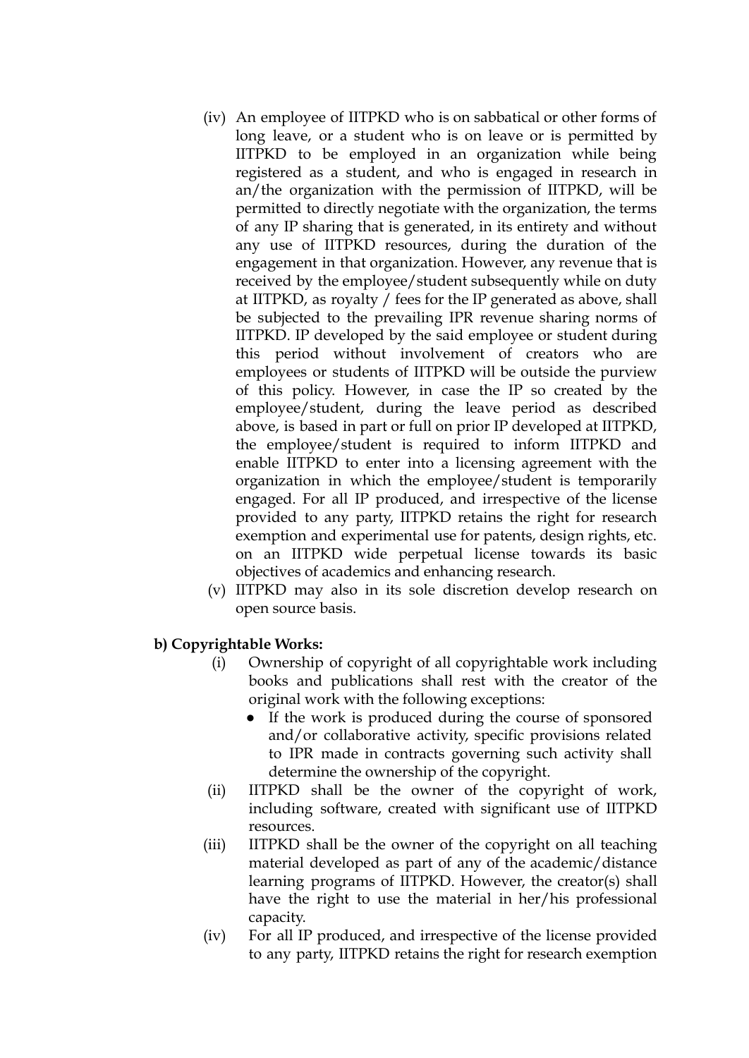(iv) An employee of IITPKD who is on sabbatical or other forms of long leave, or a student who is on leave or is permitted by IITPKD to be employed in an organization while being registered as a student, and who is engaged in research in an/the organization with the permission of IITPKD, will be permitted to directly negotiate with the organization, the terms of any IP sharing that is generated, in its entirety and without any use of IITPKD resources, during the duration of the engagement in that organization. However, any revenue that is received by the employee/student subsequently while on duty at IITPKD, as royalty / fees for the IP generated as above, shall be subjected to the prevailing IPR revenue sharing norms of IITPKD. IP developed by the said employee or student during this period without involvement of creators who are employees or students of IITPKD will be outside the purview of this policy. However, in case the IP so created by the employee/student, during the leave period as described above, is based in part or full on prior IP developed at IITPKD, the employee/student is required to inform IITPKD and enable IITPKD to enter into a licensing agreement with the organization in which the employee/student is temporarily engaged. For all IP produced, and irrespective of the license provided to any party, IITPKD retains the right for research exemption and experimental use for patents, design rights, etc. on an IITPKD wide perpetual license towards its basic objectives of academics and enhancing research.

(v) IITPKD may also in its sole discretion develop research on open source basis.

**b) Copyrightable Works:**

(i) Ownership of copyright of all copyrightable work including books and publications shall rest with the creator of the original work with the following exceptions:
- If the work is produced during the course of sponsored and/or collaborative activity, specific provisions related to IPR made in contracts governing such activity shall determine the ownership of the copyright.

(ii) IITPKD shall be the owner of the copyright of work, including software, created with significant use of IITPKD resources.

(iii) IITPKD shall be the owner of the copyright on all teaching material developed as part of any of the academic/distance learning programs of IITPKD. However, the creator(s) shall have the right to use the material in her/his professional capacity.

(iv) For all IP produced, and irrespective of the license provided to any party, IITPKD retains the right for research exemption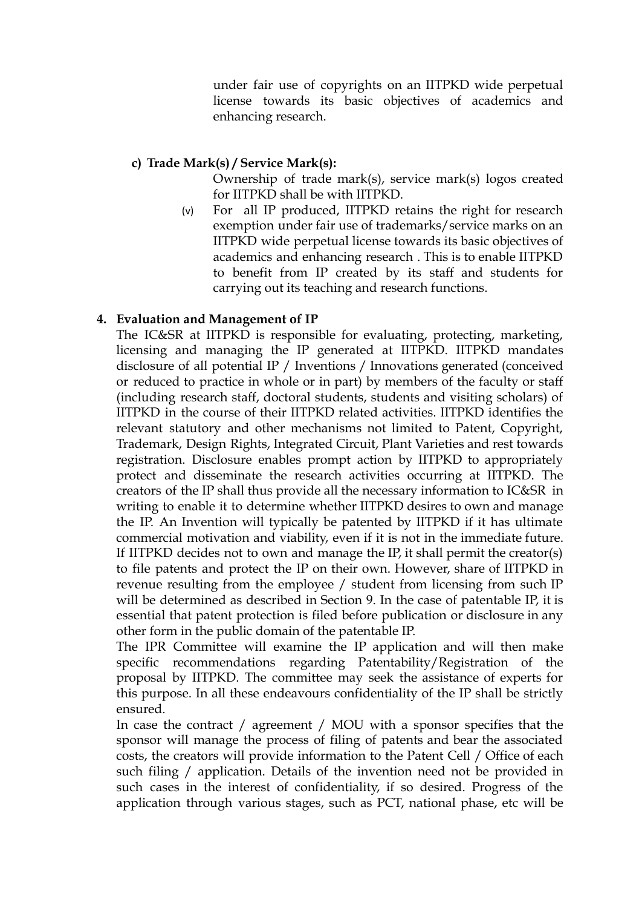under fair use of copyrights on an IITPKD wide perpetual license towards its basic objectives of academics and enhancing research.

**c) Trade Mark(s) / Service Mark(s):**

Ownership of trade mark(s), service mark(s) logos created for IITPKD shall be with IITPKD.

(v) For all IP produced, IITPKD retains the right for research exemption under fair use of trademarks/service marks on an IITPKD wide perpetual license towards its basic objectives of academics and enhancing research . This is to enable IITPKD to benefit from IP created by its staff and students for carrying out its teaching and research functions.

**4. Evaluation and Management of IP**

The IC&SR at IITPKD is responsible for evaluating, protecting, marketing, licensing and managing the IP generated at IITPKD. IITPKD mandates disclosure of all potential IP / Inventions / Innovations generated (conceived or reduced to practice in whole or in part) by members of the faculty or staff (including research staff, doctoral students, students and visiting scholars) of IITPKD in the course of their IITPKD related activities. IITPKD identifies the relevant statutory and other mechanisms not limited to Patent, Copyright, Trademark, Design Rights, Integrated Circuit, Plant Varieties and rest towards registration. Disclosure enables prompt action by IITPKD to appropriately protect and disseminate the research activities occurring at IITPKD. The creators of the IP shall thus provide all the necessary information to IC&SR in writing to enable it to determine whether IITPKD desires to own and manage the IP. An Invention will typically be patented by IITPKD if it has ultimate commercial motivation and viability, even if it is not in the immediate future. If IITPKD decides not to own and manage the IP, it shall permit the creator(s) to file patents and protect the IP on their own. However, share of IITPKD in revenue resulting from the employee / student from licensing from such IP will be determined as described in Section 9. In the case of patentable IP, it is essential that patent protection is filed before publication or disclosure in any other form in the public domain of the patentable IP.

The IPR Committee will examine the IP application and will then make specific recommendations regarding Patentability/Registration of the proposal by IITPKD. The committee may seek the assistance of experts for this purpose. In all these endeavours confidentiality of the IP shall be strictly ensured.

In case the contract / agreement / MOU with a sponsor specifies that the sponsor will manage the process of filing of patents and bear the associated costs, the creators will provide information to the Patent Cell / Office of each such filing / application. Details of the invention need not be provided in such cases in the interest of confidentiality, if so desired. Progress of the application through various stages, such as PCT, national phase, etc will be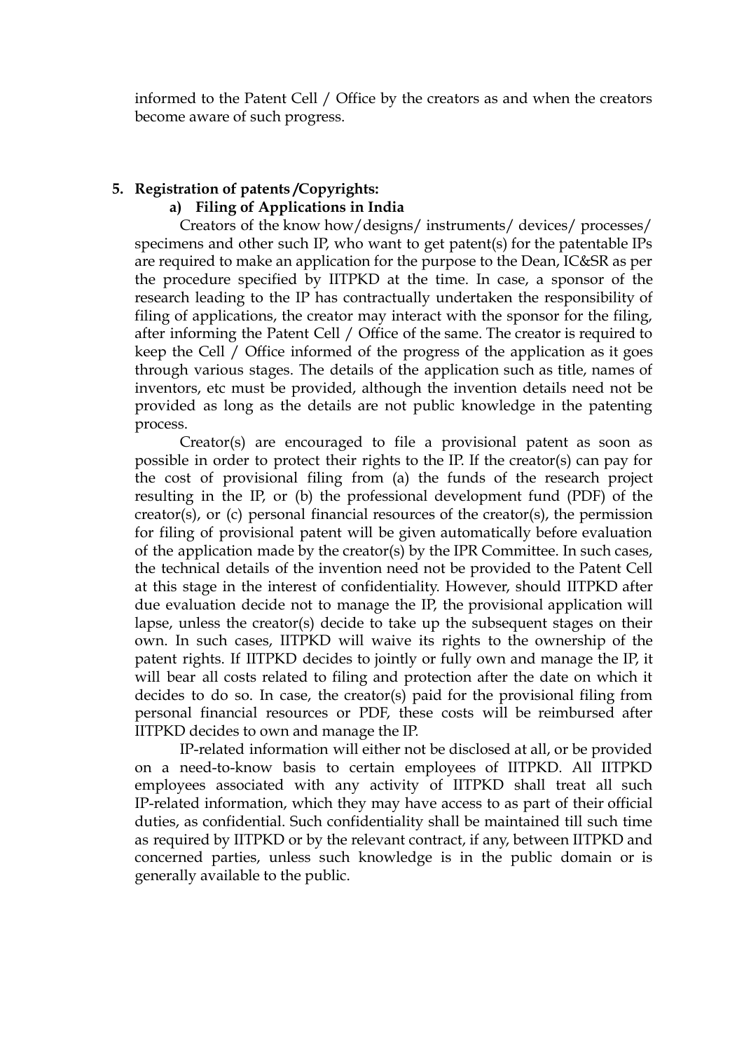informed to the Patent Cell / Office by the creators as and when the creators become aware of such progress.

5. **Registration of patents /Copyrights:**

   a) **Filing of Applications in India**

Creators of the know how/designs/ instruments/ devices/ processes/ specimens and other such IP, who want to get patent(s) for the patentable IPs are required to make an application for the purpose to the Dean, IC&SR as per the procedure specified by IITPKD at the time. In case, a sponsor of the research leading to the IP has contractually undertaken the responsibility of filing of applications, the creator may interact with the sponsor for the filing, after informing the Patent Cell / Office of the same. The creator is required to keep the Cell / Office informed of the progress of the application as it goes through various stages. The details of the application such as title, names of inventors, etc must be provided, although the invention details need not be provided as long as the details are not public knowledge in the patenting process.

Creator(s) are encouraged to file a provisional patent as soon as possible in order to protect their rights to the IP. If the creator(s) can pay for the cost of provisional filing from (a) the funds of the research project resulting in the IP, or (b) the professional development fund (PDF) of the creator(s), or (c) personal financial resources of the creator(s), the permission for filing of provisional patent will be given automatically before evaluation of the application made by the creator(s) by the IPR Committee. In such cases, the technical details of the invention need not be provided to the Patent Cell at this stage in the interest of confidentiality. However, should IITPKD after due evaluation decide not to manage the IP, the provisional application will lapse, unless the creator(s) decide to take up the subsequent stages on their own. In such cases, IITPKD will waive its rights to the ownership of the patent rights. If IITPKD decides to jointly or fully own and manage the IP, it will bear all costs related to filing and protection after the date on which it decides to do so. In case, the creator(s) paid for the provisional filing from personal financial resources or PDF, these costs will be reimbursed after IITPKD decides to own and manage the IP.

IP-related information will either not be disclosed at all, or be provided on a need-to-know basis to certain employees of IITPKD. All IITPKD employees associated with any activity of IITPKD shall treat all such IP-related information, which they may have access to as part of their official duties, as confidential. Such confidentiality shall be maintained till such time as required by IITPKD or by the relevant contract, if any, between IITPKD and concerned parties, unless such knowledge is in the public domain or is generally available to the public.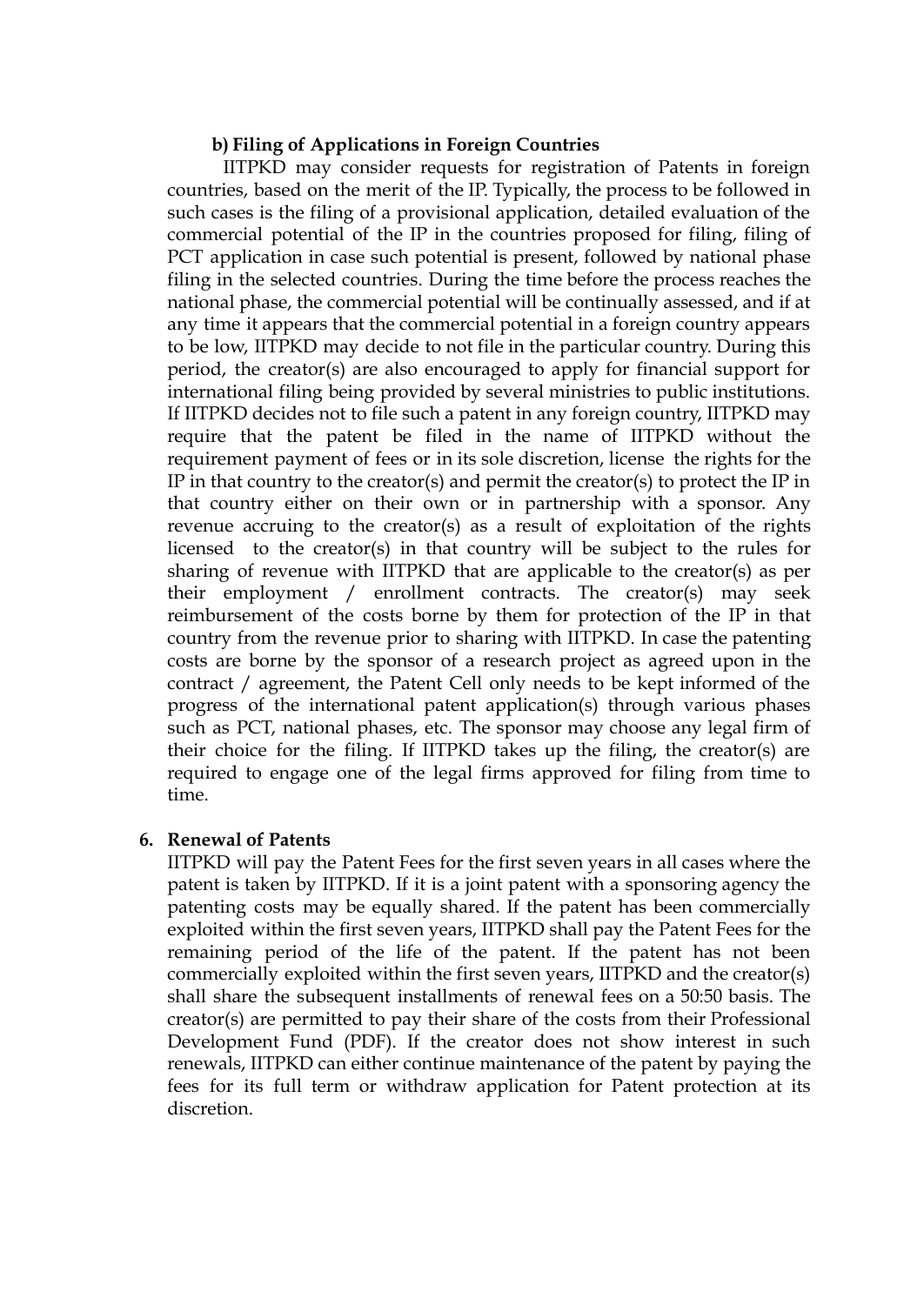### b) Filing of Applications in Foreign Countries

IITPKD may consider requests for registration of Patents in foreign countries, based on the merit of the IP. Typically, the process to be followed in such cases is the filing of a provisional application, detailed evaluation of the commercial potential of the IP in the countries proposed for filing, filing of PCT application in case such potential is present, followed by national phase filing in the selected countries. During the time before the process reaches the national phase, the commercial potential will be continually assessed, and if at any time it appears that the commercial potential in a foreign country appears to be low, IITPKD may decide to not file in the particular country. During this period, the creator(s) are also encouraged to apply for financial support for international filing being provided by several ministries to public institutions. If IITPKD decides not to file such a patent in any foreign country, IITPKD may require that the patent be filed in the name of IITPKD without the requirement payment of fees or in its sole discretion, license the rights for the IP in that country to the creator(s) and permit the creator(s) to protect the IP in that country either on their own or in partnership with a sponsor. Any revenue accruing to the creator(s) as a result of exploitation of the rights licensed to the creator(s) in that country will be subject to the rules for sharing of revenue with IITPKD that are applicable to the creator(s) as per their employment / enrollment contracts. The creator(s) may seek reimbursement of the costs borne by them for protection of the IP in that country from the revenue prior to sharing with IITPKD. In case the patenting costs are borne by the sponsor of a research project as agreed upon in the contract / agreement, the Patent Cell only needs to be kept informed of the progress of the international patent application(s) through various phases such as PCT, national phases, etc. The sponsor may choose any legal firm of their choice for the filing. If IITPKD takes up the filing, the creator(s) are required to engage one of the legal firms approved for filing from time to time.

### 6. Renewal of Patents

IITPKD will pay the Patent Fees for the first seven years in all cases where the patent is taken by IITPKD. If it is a joint patent with a sponsoring agency the patenting costs may be equally shared. If the patent has been commercially exploited within the first seven years, IITPKD shall pay the Patent Fees for the remaining period of the life of the patent. If the patent has not been commercially exploited within the first seven years, IITPKD and the creator(s) shall share the subsequent installments of renewal fees on a 50:50 basis. The creator(s) are permitted to pay their share of the costs from their Professional Development Fund (PDF). If the creator does not show interest in such renewals, IITPKD can either continue maintenance of the patent by paying the fees for its full term or withdraw application for Patent protection at its discretion.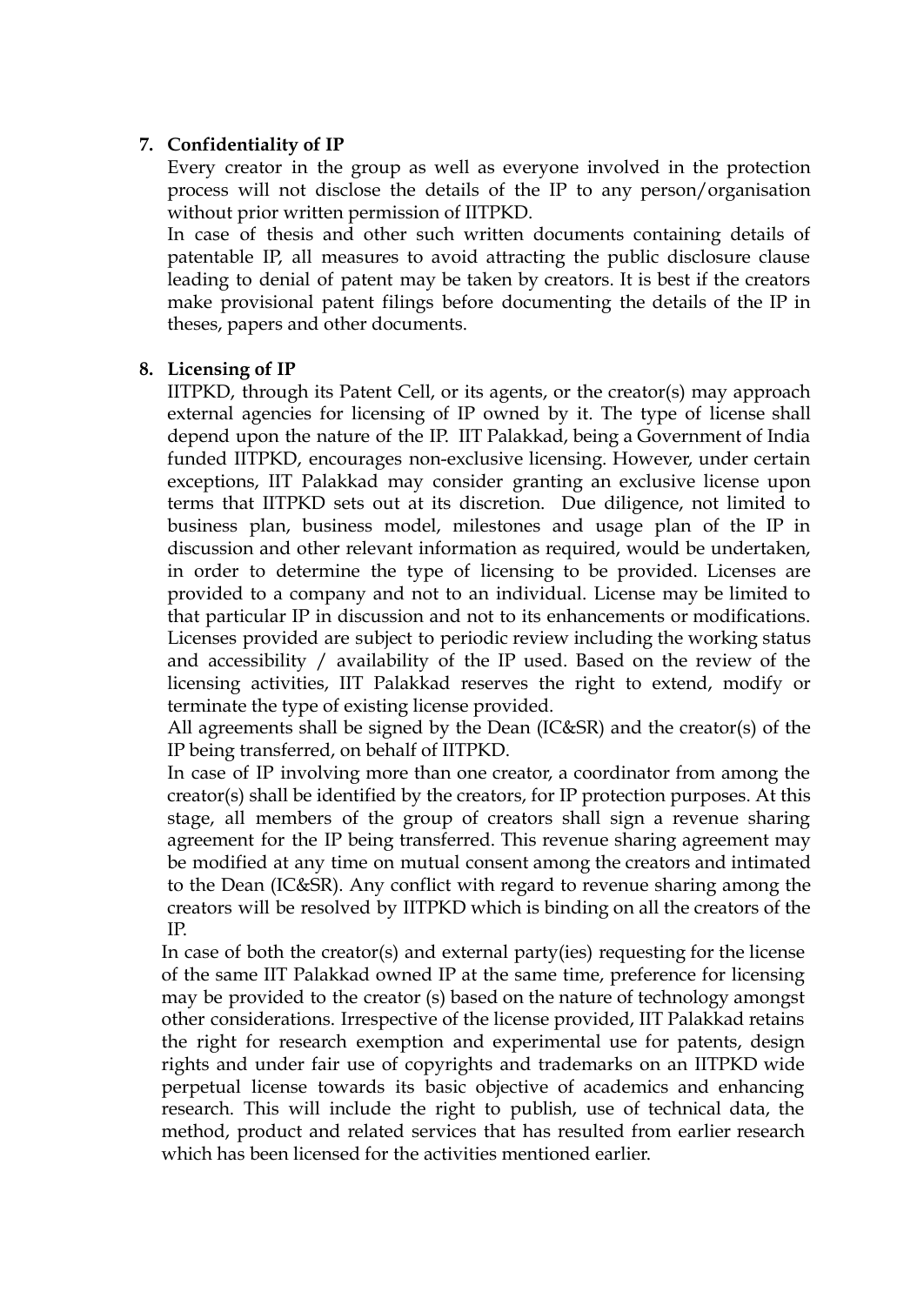**7. Confidentiality of IP**

Every creator in the group as well as everyone involved in the protection process will not disclose the details of the IP to any person/organisation without prior written permission of IITPKD.

In case of thesis and other such written documents containing details of patentable IP, all measures to avoid attracting the public disclosure clause leading to denial of patent may be taken by creators. It is best if the creators make provisional patent filings before documenting the details of the IP in theses, papers and other documents.

**8. Licensing of IP**

IITPKD, through its Patent Cell, or its agents, or the creator(s) may approach external agencies for licensing of IP owned by it. The type of license shall depend upon the nature of the IP. IIT Palakkad, being a Government of India funded IITPKD, encourages non-exclusive licensing. However, under certain exceptions, IIT Palakkad may consider granting an exclusive license upon terms that IITPKD sets out at its discretion. Due diligence, not limited to business plan, business model, milestones and usage plan of the IP in discussion and other relevant information as required, would be undertaken, in order to determine the type of licensing to be provided. Licenses are provided to a company and not to an individual. License may be limited to that particular IP in discussion and not to its enhancements or modifications. Licenses provided are subject to periodic review including the working status and accessibility / availability of the IP used. Based on the review of the licensing activities, IIT Palakkad reserves the right to extend, modify or terminate the type of existing license provided.

All agreements shall be signed by the Dean (IC&SR) and the creator(s) of the IP being transferred, on behalf of IITPKD.

In case of IP involving more than one creator, a coordinator from among the creator(s) shall be identified by the creators, for IP protection purposes. At this stage, all members of the group of creators shall sign a revenue sharing agreement for the IP being transferred. This revenue sharing agreement may be modified at any time on mutual consent among the creators and intimated to the Dean (IC&SR). Any conflict with regard to revenue sharing among the creators will be resolved by IITPKD which is binding on all the creators of the IP.

In case of both the creator(s) and external party(ies) requesting for the license of the same IIT Palakkad owned IP at the same time, preference for licensing may be provided to the creator (s) based on the nature of technology amongst other considerations. Irrespective of the license provided, IIT Palakkad retains the right for research exemption and experimental use for patents, design rights and under fair use of copyrights and trademarks on an IITPKD wide perpetual license towards its basic objective of academics and enhancing research. This will include the right to publish, use of technical data, the method, product and related services that has resulted from earlier research which has been licensed for the activities mentioned earlier.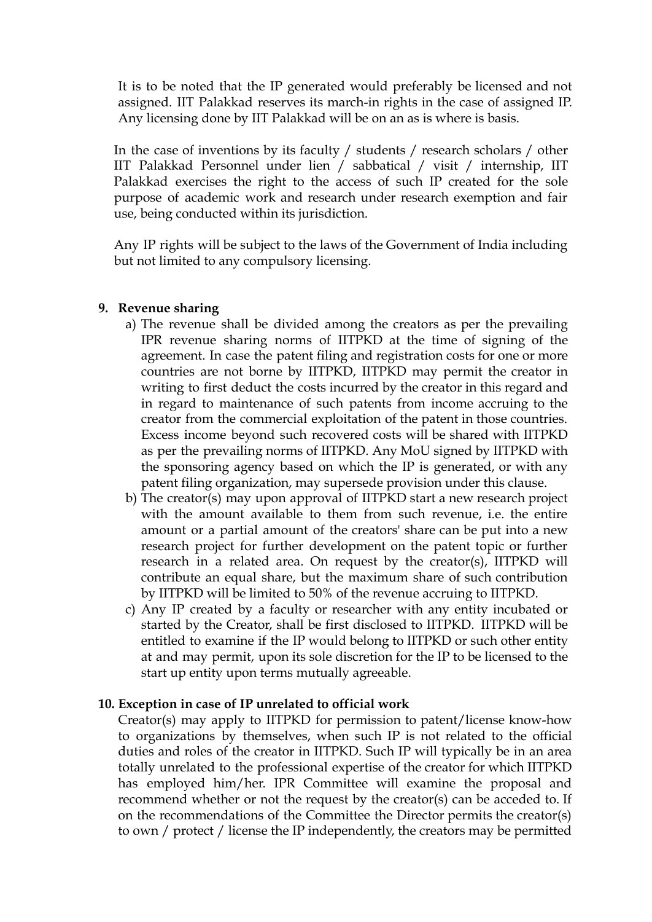It is to be noted that the IP generated would preferably be licensed and not assigned. IIT Palakkad reserves its march-in rights in the case of assigned IP. Any licensing done by IIT Palakkad will be on an as is where is basis.

In the case of inventions by its faculty / students / research scholars / other IIT Palakkad Personnel under lien / sabbatical / visit / internship, IIT Palakkad exercises the right to the access of such IP created for the sole purpose of academic work and research under research exemption and fair use, being conducted within its jurisdiction.

Any IP rights will be subject to the laws of the Government of India including but not limited to any compulsory licensing.

**9. Revenue sharing**

a) The revenue shall be divided among the creators as per the prevailing IPR revenue sharing norms of IITPKD at the time of signing of the agreement. In case the patent filing and registration costs for one or more countries are not borne by IITPKD, IITPKD may permit the creator in writing to first deduct the costs incurred by the creator in this regard and in regard to maintenance of such patents from income accruing to the creator from the commercial exploitation of the patent in those countries. Excess income beyond such recovered costs will be shared with IITPKD as per the prevailing norms of IITPKD. Any MoU signed by IITPKD with the sponsoring agency based on which the IP is generated, or with any patent filing organization, may supersede provision under this clause.

b) The creator(s) may upon approval of IITPKD start a new research project with the amount available to them from such revenue, i.e. the entire amount or a partial amount of the creators' share can be put into a new research project for further development on the patent topic or further research in a related area. On request by the creator(s), IITPKD will contribute an equal share, but the maximum share of such contribution by IITPKD will be limited to 50% of the revenue accruing to IITPKD.

c) Any IP created by a faculty or researcher with any entity incubated or started by the Creator, shall be first disclosed to IITPKD. IITPKD will be entitled to examine if the IP would belong to IITPKD or such other entity at and may permit, upon its sole discretion for the IP to be licensed to the start up entity upon terms mutually agreeable.

**10. Exception in case of IP unrelated to official work**

Creator(s) may apply to IITPKD for permission to patent/license know-how to organizations by themselves, when such IP is not related to the official duties and roles of the creator in IITPKD. Such IP will typically be in an area totally unrelated to the professional expertise of the creator for which IITPKD has employed him/her. IPR Committee will examine the proposal and recommend whether or not the request by the creator(s) can be acceded to. If on the recommendations of the Committee the Director permits the creator(s) to own / protect / license the IP independently, the creators may be permitted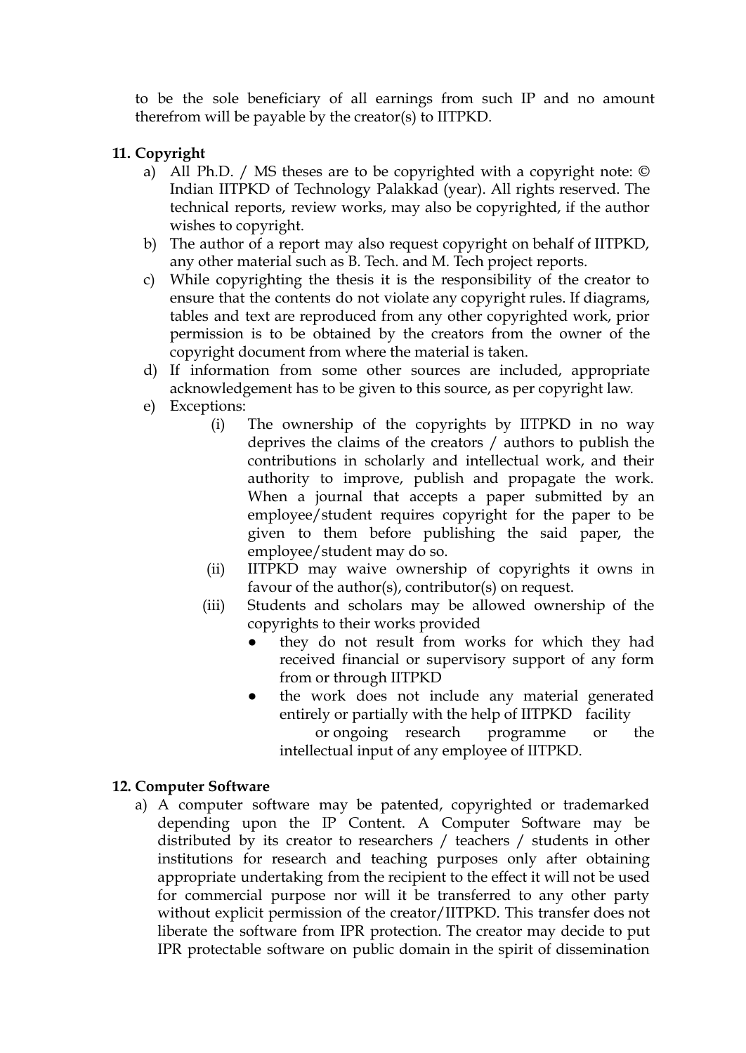to be the sole beneficiary of all earnings from such IP and no amount therefrom will be payable by the creator(s) to IITPKD.

**11. Copyright**

a) All Ph.D. / MS theses are to be copyrighted with a copyright note: © Indian IITPKD of Technology Palakkad (year). All rights reserved. The technical reports, review works, may also be copyrighted, if the author wishes to copyright.

b) The author of a report may also request copyright on behalf of IITPKD, any other material such as B. Tech. and M. Tech project reports.

c) While copyrighting the thesis it is the responsibility of the creator to ensure that the contents do not violate any copyright rules. If diagrams, tables and text are reproduced from any other copyrighted work, prior permission is to be obtained by the creators from the owner of the copyright document from where the material is taken.

d) If information from some other sources are included, appropriate acknowledgement has to be given to this source, as per copyright law.

e) Exceptions:

(i) The ownership of the copyrights by IITPKD in no way deprives the claims of the creators / authors to publish the contributions in scholarly and intellectual work, and their authority to improve, publish and propagate the work. When a journal that accepts a paper submitted by an employee/student requires copyright for the paper to be given to them before publishing the said paper, the employee/student may do so.

(ii) IITPKD may waive ownership of copyrights it owns in favour of the author(s), contributor(s) on request.

(iii) Students and scholars may be allowed ownership of the copyrights to their works provided

- they do not result from works for which they had received financial or supervisory support of any form from or through IITPKD
- the work does not include any material generated entirely or partially with the help of IITPKD facility or ongoing research programme or the intellectual input of any employee of IITPKD.

**12. Computer Software**

a) A computer software may be patented, copyrighted or trademarked depending upon the IP Content. A Computer Software may be distributed by its creator to researchers / teachers / students in other institutions for research and teaching purposes only after obtaining appropriate undertaking from the recipient to the effect it will not be used for commercial purpose nor will it be transferred to any other party without explicit permission of the creator/IITPKD. This transfer does not liberate the software from IPR protection. The creator may decide to put IPR protectable software on public domain in the spirit of dissemination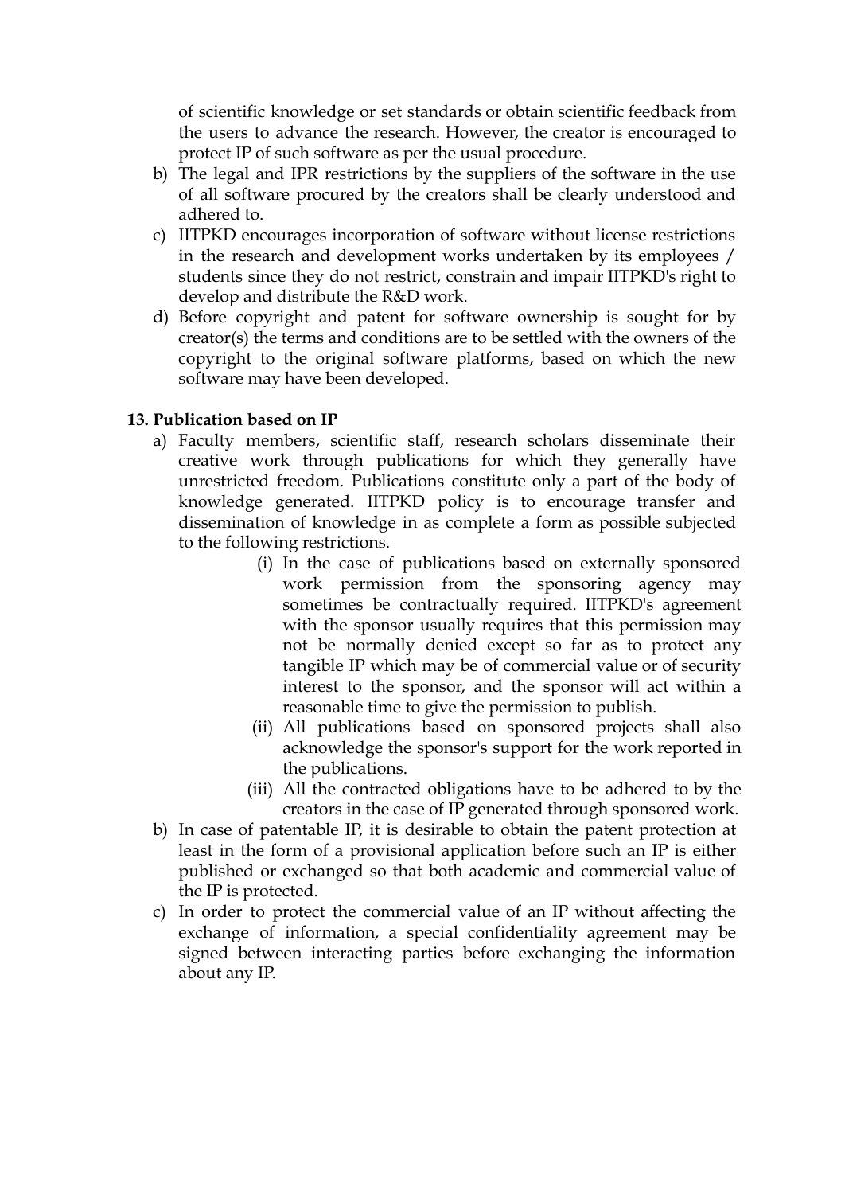of scientific knowledge or set standards or obtain scientific feedback from the users to advance the research. However, the creator is encouraged to protect IP of such software as per the usual procedure.

b) The legal and IPR restrictions by the suppliers of the software in the use of all software procured by the creators shall be clearly understood and adhered to.

c) IITPKD encourages incorporation of software without license restrictions in the research and development works undertaken by its employees / students since they do not restrict, constrain and impair IITPKD's right to develop and distribute the R&D work.

d) Before copyright and patent for software ownership is sought for by creator(s) the terms and conditions are to be settled with the owners of the copyright to the original software platforms, based on which the new software may have been developed.

**13. Publication based on IP**

a) Faculty members, scientific staff, research scholars disseminate their creative work through publications for which they generally have unrestricted freedom. Publications constitute only a part of the body of knowledge generated. IITPKD policy is to encourage transfer and dissemination of knowledge in as complete a form as possible subjected to the following restrictions.

   (i) In the case of publications based on externally sponsored work permission from the sponsoring agency may sometimes be contractually required. IITPKD's agreement with the sponsor usually requires that this permission may not be normally denied except so far as to protect any tangible IP which may be of commercial value or of security interest to the sponsor, and the sponsor will act within a reasonable time to give the permission to publish.

   (ii) All publications based on sponsored projects shall also acknowledge the sponsor's support for the work reported in the publications.

   (iii) All the contracted obligations have to be adhered to by the creators in the case of IP generated through sponsored work.

b) In case of patentable IP, it is desirable to obtain the patent protection at least in the form of a provisional application before such an IP is either published or exchanged so that both academic and commercial value of the IP is protected.

c) In order to protect the commercial value of an IP without affecting the exchange of information, a special confidentiality agreement may be signed between interacting parties before exchanging the information about any IP.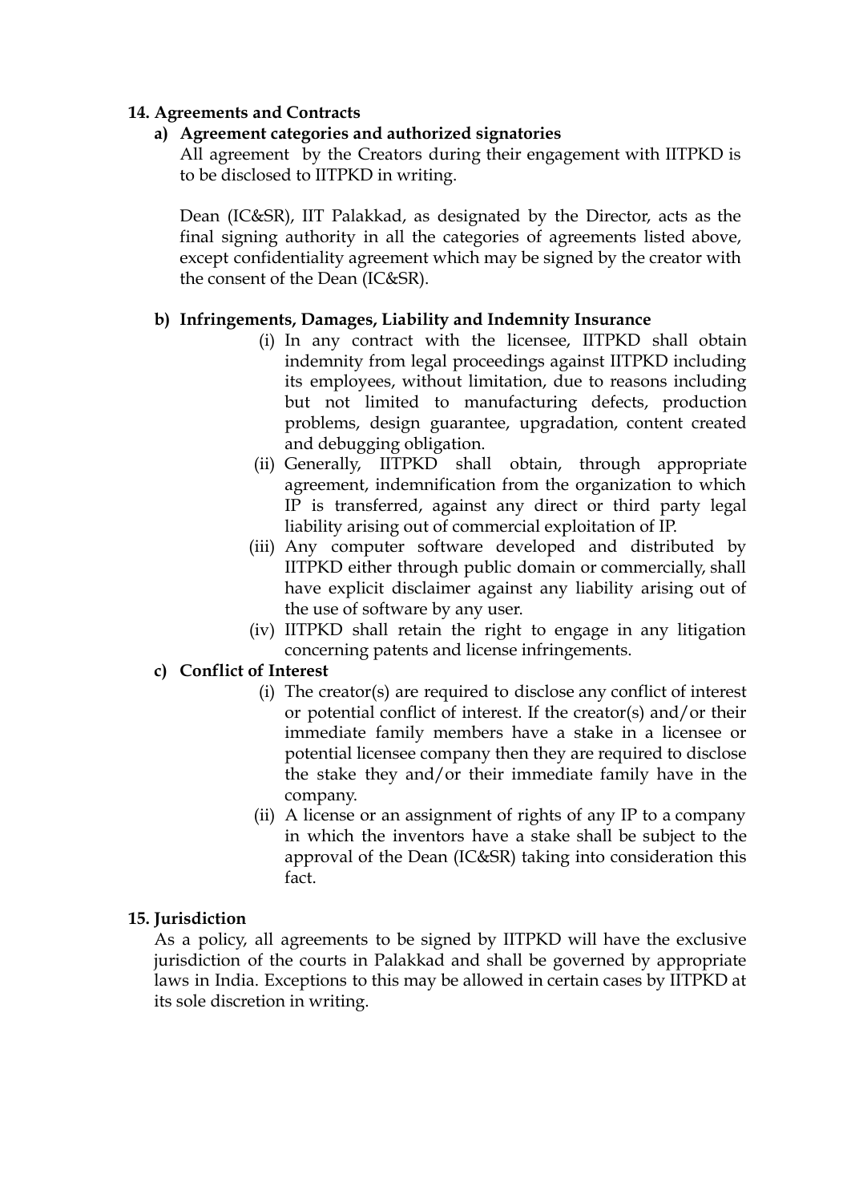**14. Agreements and Contracts**

**a) Agreement categories and authorized signatories**

All agreement by the Creators during their engagement with IITPKD is to be disclosed to IITPKD in writing.

Dean (IC&SR), IIT Palakkad, as designated by the Director, acts as the final signing authority in all the categories of agreements listed above, except confidentiality agreement which may be signed by the creator with the consent of the Dean (IC&SR).

**b) Infringements, Damages, Liability and Indemnity Insurance**

(i) In any contract with the licensee, IITPKD shall obtain indemnity from legal proceedings against IITPKD including its employees, without limitation, due to reasons including but not limited to manufacturing defects, production problems, design guarantee, upgradation, content created and debugging obligation.

(ii) Generally, IITPKD shall obtain, through appropriate agreement, indemnification from the organization to which IP is transferred, against any direct or third party legal liability arising out of commercial exploitation of IP.

(iii) Any computer software developed and distributed by IITPKD either through public domain or commercially, shall have explicit disclaimer against any liability arising out of the use of software by any user.

(iv) IITPKD shall retain the right to engage in any litigation concerning patents and license infringements.

**c) Conflict of Interest**

(i) The creator(s) are required to disclose any conflict of interest or potential conflict of interest. If the creator(s) and/or their immediate family members have a stake in a licensee or potential licensee company then they are required to disclose the stake they and/or their immediate family have in the company.

(ii) A license or an assignment of rights of any IP to a company in which the inventors have a stake shall be subject to the approval of the Dean (IC&SR) taking into consideration this fact.

**15. Jurisdiction**

As a policy, all agreements to be signed by IITPKD will have the exclusive jurisdiction of the courts in Palakkad and shall be governed by appropriate laws in India. Exceptions to this may be allowed in certain cases by IITPKD at its sole discretion in writing.